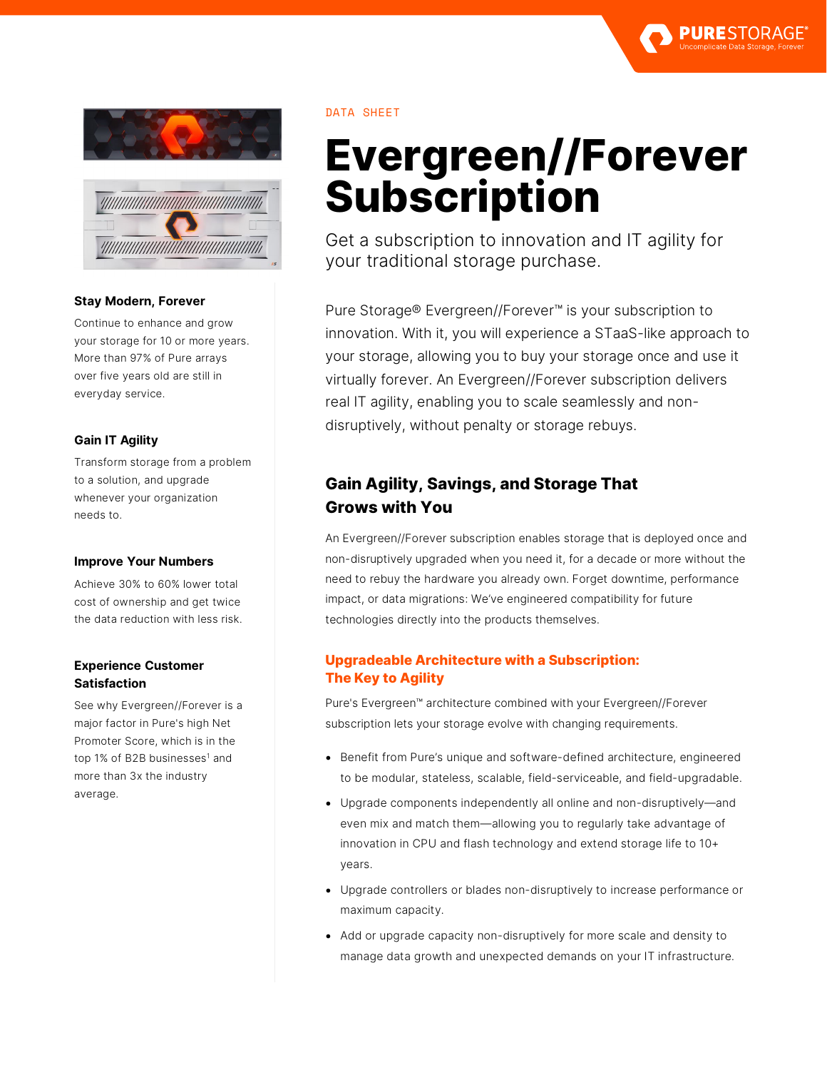DATA SHEET

# Evergreen//Forever Subscription

Get a subscription to innovation and IT agility for your traditional storage purchase.

Pure Storage® Evergreen//Forever™ is your subscription to innovation. With it, you will experience a STaaS-like approach to your storage, allowing you to buy your storage once and use it virtually forever. An Evergreen//Forever subscription delivers real IT agility, enabling you to scale seamlessly and non-disruptively, without penalty or storage rebuys.

### Stay Modern, Forever

Continue to enhance and grow your storage for 10 or more years. More than 97% of Pure arrays over five years old are still in everyday service.

### Gain IT Agility

Transform storage from a problem to a solution, and upgrade whenever your organization needs to.

### Improve Your Numbers

Achieve 30% to 60% lower total cost of ownership and get twice the data reduction with less risk.

### Experience Customer Satisfaction

See why Evergreen//Forever is a major factor in Pure's high Net Promoter Score, which is in the top 1% of B2B businesses[1] and more than 3x the industry average.

## Gain Agility, Savings, and Storage That Grows with You

An Evergreen//Forever subscription enables storage that is deployed once and non-disruptively upgraded when you need it, for a decade or more without the need to rebuy the hardware you already own. Forget downtime, performance impact, or data migrations: We've engineered compatibility for future technologies directly into the products themselves.

### Upgradeable Architecture with a Subscription: The Key to Agility

Pure's Evergreen™ architecture combined with your Evergreen//Forever subscription lets your storage evolve with changing requirements.

- Benefit from Pure's unique and software-defined architecture, engineered to be modular, stateless, scalable, field-serviceable, and field-upgradable.
- Upgrade components independently all online and non-disruptively—and even mix and match them—allowing you to regularly take advantage of innovation in CPU and flash technology and extend storage life to 10+ years.
- Upgrade controllers or blades non-disruptively to increase performance or maximum capacity.
- Add or upgrade capacity non-disruptively for more scale and density to manage data growth and unexpected demands on your IT infrastructure.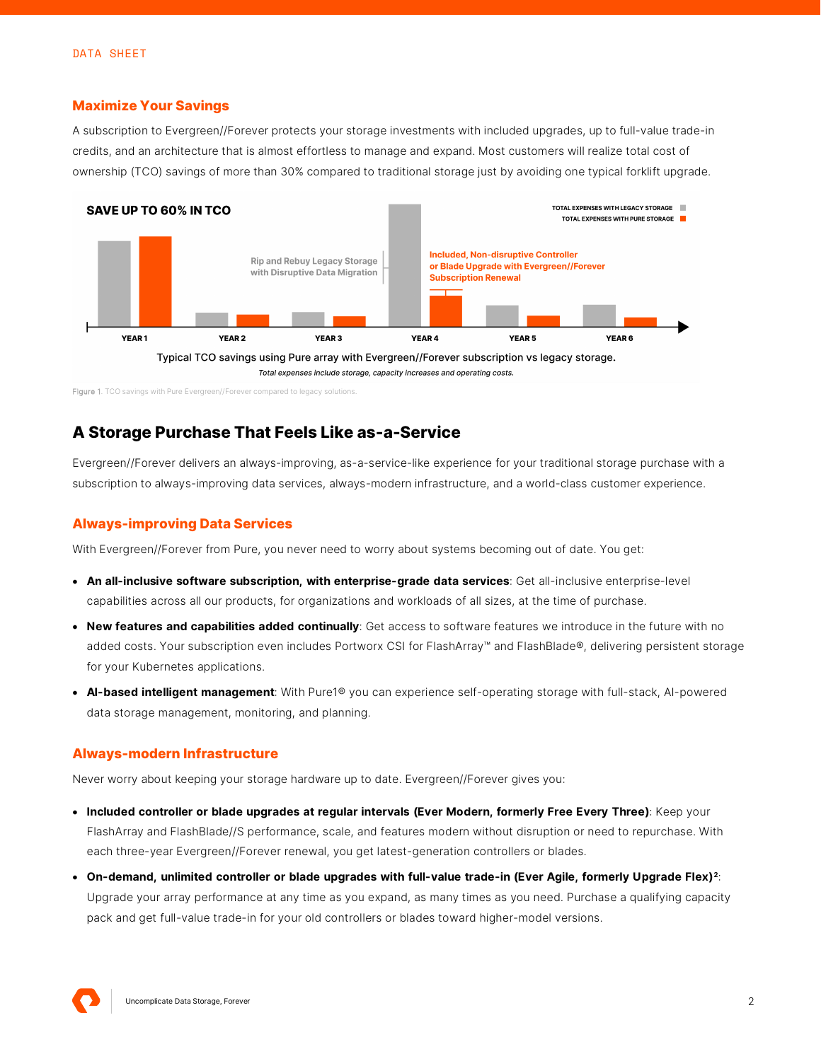DATA SHEET

## Maximize Your Savings

A subscription to Evergreen//Forever protects your storage investments with included upgrades, up to full-value trade-in credits, and an architecture that is almost effortless to manage and expand. Most customers will realize total cost of ownership (TCO) savings of more than 30% compared to traditional storage just by avoiding one typical forklift upgrade.

**SAVE UP TO 60% IN TCO**

TOTAL EXPENSES WITH LEGACY STORAGE
TOTAL EXPENSES WITH PURE STORAGE

Rip and Rebuy Legacy Storage with Disruptive Data Migration

Included, Non-disruptive Controller or Blade Upgrade with Evergreen//Forever Subscription Renewal

YEAR 1 YEAR 2 YEAR 3 YEAR 4 YEAR 5 YEAR 6

Typical TCO savings using Pure array with Evergreen//Forever subscription vs legacy storage.

*Total expenses include storage, capacity increases and operating costs.*

Figure 1. TCO savings with Pure Evergreen//Forever compared to legacy solutions.

## A Storage Purchase That Feels Like as-a-Service

Evergreen//Forever delivers an always-improving, as-a-service-like experience for your traditional storage purchase with a subscription to always-improving data services, always-modern infrastructure, and a world-class customer experience.

### Always-improving Data Services

With Evergreen//Forever from Pure, you never need to worry about systems becoming out of date. You get:

- **An all-inclusive software subscription, with enterprise-grade data services**: Get all-inclusive enterprise-level capabilities across all our products, for organizations and workloads of all sizes, at the time of purchase.
- **New features and capabilities added continually**: Get access to software features we introduce in the future with no added costs. Your subscription even includes Portworx CSI for FlashArray™ and FlashBlade®, delivering persistent storage for your Kubernetes applications.
- **AI-based intelligent management**: With Pure1® you can experience self-operating storage with full-stack, AI-powered data storage management, monitoring, and planning.

### Always-modern Infrastructure

Never worry about keeping your storage hardware up to date. Evergreen//Forever gives you:

- **Included controller or blade upgrades at regular intervals (Ever Modern, formerly Free Every Three)**: Keep your FlashArray and FlashBlade//S performance, scale, and features modern without disruption or need to repurchase. With each three-year Evergreen//Forever renewal, you get latest-generation controllers or blades.
- **On-demand, unlimited controller or blade upgrades with full-value trade-in (Ever Agile, formerly Upgrade Flex)**[2]: Upgrade your array performance at any time as you expand, as many times as you need. Purchase a qualifying capacity pack and get full-value trade-in for your old controllers or blades toward higher-model versions.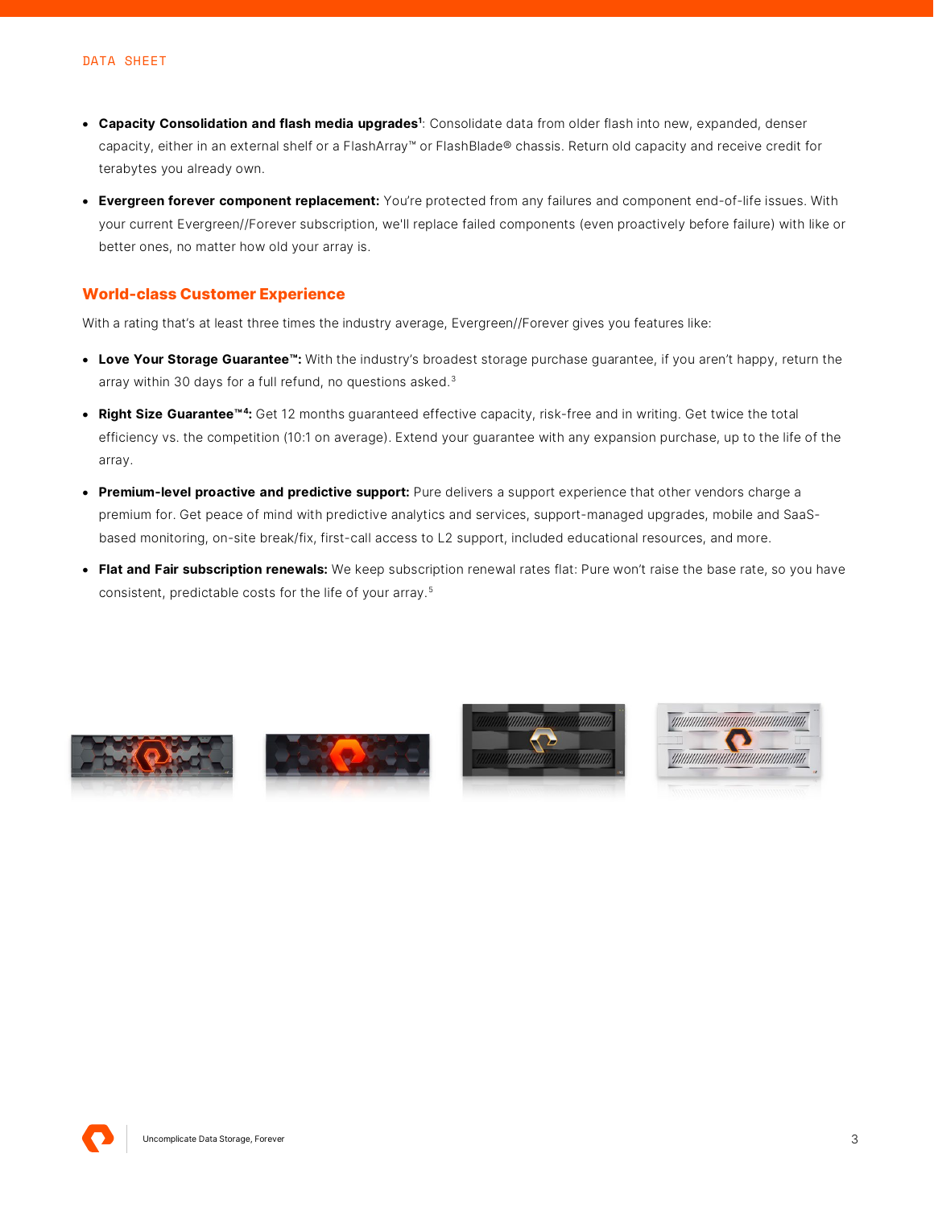- **Capacity Consolidation and flash media upgrades**[1]: Consolidate data from older flash into new, expanded, denser capacity, either in an external shelf or a FlashArray™ or FlashBlade® chassis. Return old capacity and receive credit for terabytes you already own.
- **Evergreen forever component replacement:** You're protected from any failures and component end-of-life issues. With your current Evergreen//Forever subscription, we'll replace failed components (even proactively before failure) with like or better ones, no matter how old your array is.

## World-class Customer Experience

With a rating that's at least three times the industry average, Evergreen//Forever gives you features like:

- **Love Your Storage Guarantee™:** With the industry's broadest storage purchase guarantee, if you aren't happy, return the array within 30 days for a full refund, no questions asked.[3]
- **Right Size Guarantee™[4]:** Get 12 months guaranteed effective capacity, risk-free and in writing. Get twice the total efficiency vs. the competition (10:1 on average). Extend your guarantee with any expansion purchase, up to the life of the array.
- **Premium-level proactive and predictive support:** Pure delivers a support experience that other vendors charge a premium for. Get peace of mind with predictive analytics and services, support-managed upgrades, mobile and SaaS-based monitoring, on-site break/fix, first-call access to L2 support, included educational resources, and more.
- **Flat and Fair subscription renewals:** We keep subscription renewal rates flat: Pure won't raise the base rate, so you have consistent, predictable costs for the life of your array.[5]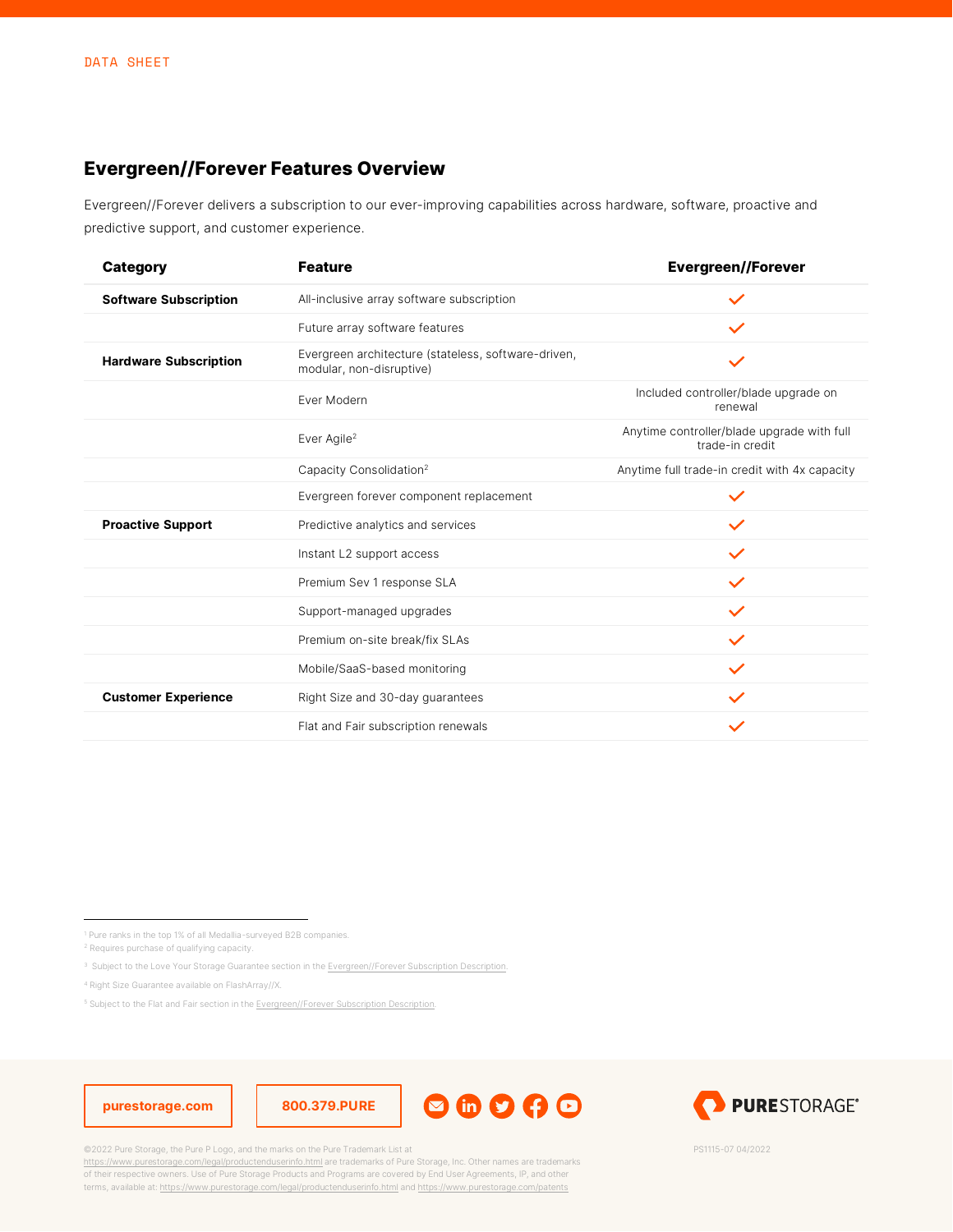DATA SHEET

## Evergreen//Forever Features Overview

Evergreen//Forever delivers a subscription to our ever-improving capabilities across hardware, software, proactive and predictive support, and customer experience.

| Category | Feature | Evergreen//Forever |
|---|---|---|
| **Software Subscription** | All-inclusive array software subscription | ✓ |
| | Future array software features | ✓ |
| **Hardware Subscription** | Evergreen architecture (stateless, software-driven, modular, non-disruptive) | ✓ |
| | Ever Modern | Included controller/blade upgrade on renewal |
| | Ever Agile[2] | Anytime controller/blade upgrade with full trade-in credit |
| | Capacity Consolidation[2] | Anytime full trade-in credit with 4x capacity |
| | Evergreen forever component replacement | ✓ |
| **Proactive Support** | Predictive analytics and services | ✓ |
| | Instant L2 support access | ✓ |
| | Premium Sev 1 response SLA | ✓ |
| | Support-managed upgrades | ✓ |
| | Premium on-site break/fix SLAs | ✓ |
| | Mobile/SaaS-based monitoring | ✓ |
| **Customer Experience** | Right Size and 30-day guarantees | ✓ |
| | Flat and Fair subscription renewals | ✓ |

[1] Pure ranks in the top 1% of all Medallia-surveyed B2B companies.

[2] Requires purchase of qualifying capacity.

[3] Subject to the Love Your Storage Guarantee section in the Evergreen//Forever Subscription Description.

[4] Right Size Guarantee available on FlashArray//X.

[5] Subject to the Flat and Fair section in the Evergreen//Forever Subscription Description.

purestorage.com

800.379.PURE

PURESTORAGE®

©2022 Pure Storage, the Pure P Logo, and the marks on the Pure Trademark List at https://www.purestorage.com/legal/productenduserinfo.html are trademarks of Pure Storage, Inc. Other names are trademarks of their respective owners. Use of Pure Storage Products and Programs are covered by End User Agreements, IP, and other terms, available at: https://www.purestorage.com/legal/productenduserinfo.html and https://www.purestorage.com/patents

PS1115-07 04/2022